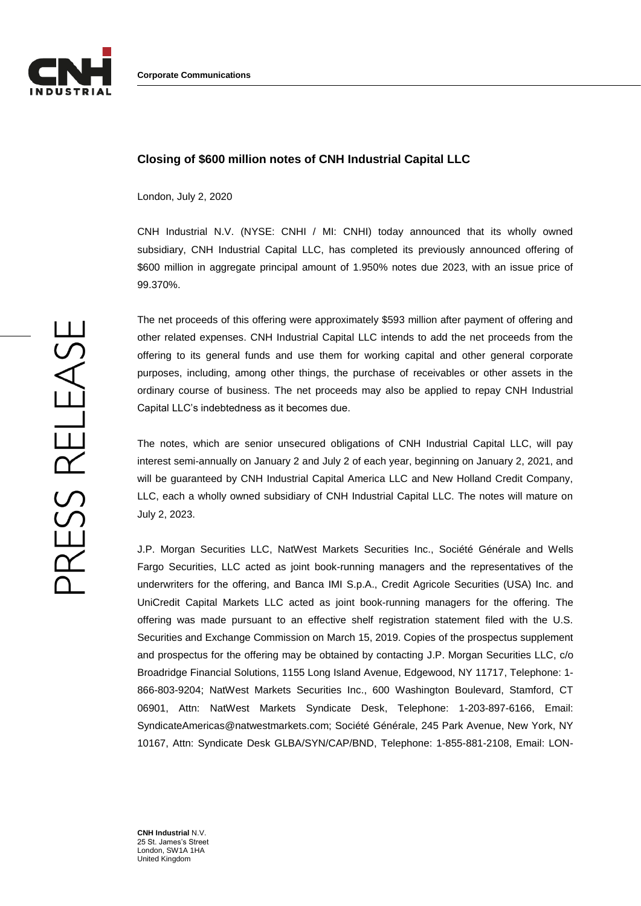Corporate Communications

## Closing of $600 million notes of CNH Industrial Capital LLC

London, July 2, 2020

CNH Industrial N.V. (NYSE: CNHI / MI: CNHI) today announced that its wholly owned subsidiary, CNH Industrial Capital LLC, has completed its previously announced offering of $600 million in aggregate principal amount of 1.950% notes due 2023, with an issue price of 99.370%.

The net proceeds of this offering were approximately $593 million after payment of offering and other related expenses. CNH Industrial Capital LLC intends to add the net proceeds from the offering to its general funds and use them for working capital and other general corporate purposes, including, among other things, the purchase of receivables or other assets in the ordinary course of business. The net proceeds may also be applied to repay CNH Industrial Capital LLC's indebtedness as it becomes due.

The notes, which are senior unsecured obligations of CNH Industrial Capital LLC, will pay interest semi-annually on January 2 and July 2 of each year, beginning on January 2, 2021, and will be guaranteed by CNH Industrial Capital America LLC and New Holland Credit Company, LLC, each a wholly owned subsidiary of CNH Industrial Capital LLC. The notes will mature on July 2, 2023.

J.P. Morgan Securities LLC, NatWest Markets Securities Inc., Société Générale and Wells Fargo Securities, LLC acted as joint book-running managers and the representatives of the underwriters for the offering, and Banca IMI S.p.A., Credit Agricole Securities (USA) Inc. and UniCredit Capital Markets LLC acted as joint book-running managers for the offering. The offering was made pursuant to an effective shelf registration statement filed with the U.S. Securities and Exchange Commission on March 15, 2019. Copies of the prospectus supplement and prospectus for the offering may be obtained by contacting J.P. Morgan Securities LLC, c/o Broadridge Financial Solutions, 1155 Long Island Avenue, Edgewood, NY 11717, Telephone: 1-866-803-9204; NatWest Markets Securities Inc., 600 Washington Boulevard, Stamford, CT 06901, Attn: NatWest Markets Syndicate Desk, Telephone: 1-203-897-6166, Email: SyndicateAmericas@natwestmarkets.com; Société Générale, 245 Park Avenue, New York, NY 10167, Attn: Syndicate Desk GLBA/SYN/CAP/BND, Telephone: 1-855-881-2108, Email: LON-

**CNH Industrial** N.V.
25 St. James's Street
London, SW1A 1HA
United Kingdom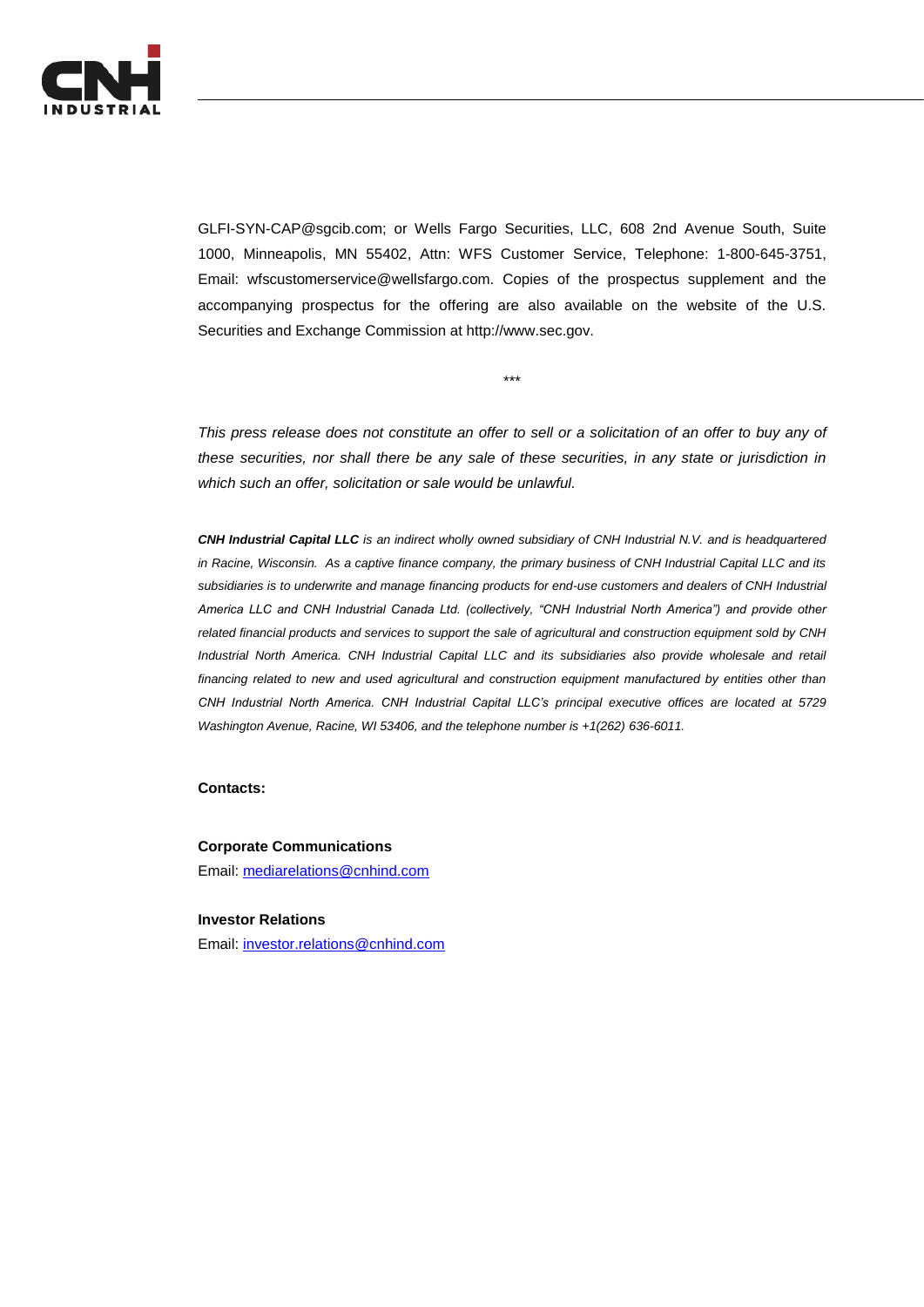GLFI-SYN-CAP@sgcib.com; or Wells Fargo Securities, LLC, 608 2nd Avenue South, Suite 1000, Minneapolis, MN 55402, Attn: WFS Customer Service, Telephone: 1-800-645-3751, Email: wfscustomerservice@wellsfargo.com. Copies of the prospectus supplement and the accompanying prospectus for the offering are also available on the website of the U.S. Securities and Exchange Commission at http://www.sec.gov.

***

*This press release does not constitute an offer to sell or a solicitation of an offer to buy any of these securities, nor shall there be any sale of these securities, in any state or jurisdiction in which such an offer, solicitation or sale would be unlawful.*

***CNH Industrial Capital LLC** is an indirect wholly owned subsidiary of CNH Industrial N.V. and is headquartered in Racine, Wisconsin. As a captive finance company, the primary business of CNH Industrial Capital LLC and its subsidiaries is to underwrite and manage financing products for end-use customers and dealers of CNH Industrial America LLC and CNH Industrial Canada Ltd. (collectively, "CNH Industrial North America") and provide other related financial products and services to support the sale of agricultural and construction equipment sold by CNH Industrial North America. CNH Industrial Capital LLC and its subsidiaries also provide wholesale and retail financing related to new and used agricultural and construction equipment manufactured by entities other than CNH Industrial North America. CNH Industrial Capital LLC's principal executive offices are located at 5729 Washington Avenue, Racine, WI 53406, and the telephone number is +1(262) 636-6011.*

**Contacts:**

**Corporate Communications**
Email: mediarelations@cnhind.com

**Investor Relations**
Email: investor.relations@cnhind.com